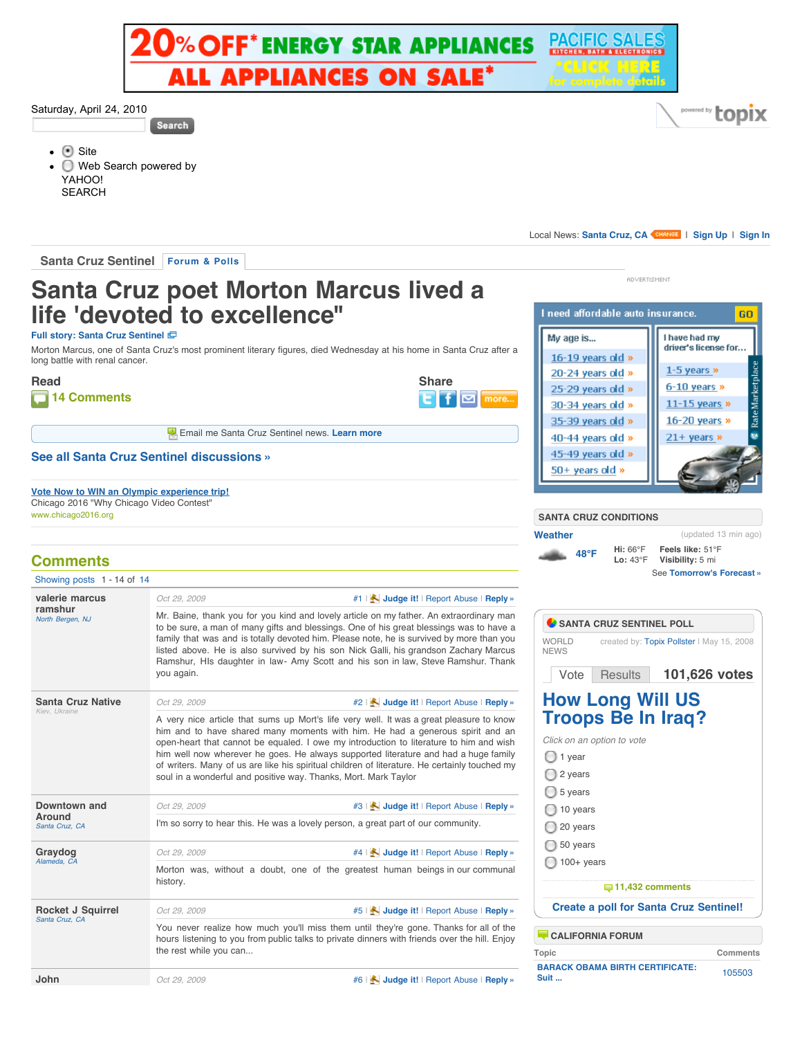20% OFF* ENERGY STAR APPLIANCES
ALL APPLIANCES ON SALE*
PACIFIC SALES KITCHEN, BATH & ELECTRONICS
*CLICK HERE for complete details

Saturday, April 24, 2010

Search

- Site
- Web Search powered by YAHOO! SEARCH

powered by topix

Local News: **Santa Cruz, CA** CHANGE | **Sign Up** | **Sign In**

Santa Cruz Sentinel | **Forum & Polls**

# Santa Cruz poet Morton Marcus lived a life 'devoted to excellence"

**Full story: Santa Cruz Sentinel**

Morton Marcus, one of Santa Cruz's most prominent literary figures, died Wednesday at his home in Santa Cruz after a long battle with renal cancer.

**Read**

**14 Comments**

**Share**

more...

Email me Santa Cruz Sentinel news. **Learn more**

**See all Santa Cruz Sentinel discussions »**

Vote Now to WIN an Olympic experience trip!
Chicago 2016 "Why Chicago Video Contest"
www.chicago2016.org

## Comments

Showing posts 1 - 14 of 14

**valerie marcus ramshur**
*North Bergen, NJ*

Oct 29, 2009 — #1 | **Judge it!** | Report Abuse | **Reply »**

Mr. Baine, thank you for you kind and lovely article on my father. An extraordinary man to be sure, a man of many gifts and blessings. One of his great blessings was to have a family that was and is totally devoted him. Please note, he is survived by more than you listed above. He is also survived by his son Nick Galli, his grandson Zachary Marcus Ramshur, HIs daughter in law- Amy Scott and his son in law, Steve Ramshur. Thank you again.

**Santa Cruz Native**
*Kiev, Ukraine*

Oct 29, 2009 — #2 | **Judge it!** | Report Abuse | **Reply »**

A very nice article that sums up Mort's life very well. It was a great pleasure to know him and to have shared many moments with him. He had a generous spirit and an open-heart that cannot be equaled. I owe my introduction to literature to him and wish him well now wherever he goes. He always supported literature and had a huge family of writers. Many of us are like his spiritual children of literature. He certainly touched my soul in a wonderful and positive way. Thanks, Mort. Mark Taylor

**Downtown and Around**
*Santa Cruz, CA*

Oct 29, 2009 — #3 | **Judge it!** | Report Abuse | **Reply »**

I'm so sorry to hear this. He was a lovely person, a great part of our community.

**Graydog**
*Alameda, CA*

Oct 29, 2009 — #4 | **Judge it!** | Report Abuse | **Reply »**

Morton was, without a doubt, one of the greatest human beings in our communal history.

**Rocket J Squirrel**
*Santa Cruz, CA*

Oct 29, 2009 — #5 | **Judge it!** | Report Abuse | **Reply »**

You never realize how much you'll miss them until they're gone. Thanks for all of the hours listening to you from public talks to private dinners with friends over the hill. Enjoy the rest while you can...

**John**

Oct 29, 2009 — #6 | **Judge it!** | Report Abuse | **Reply »**

ADVERTISMENT

I need affordable auto insurance. GO

My age is...
- 16-19 years old »
- 20-24 years old »
- 25-29 years old »
- 30-34 years old »
- 35-39 years old »
- 40-44 years old »
- 45-49 years old »
- 50+ years old »

I have had my driver's license for...
- 1-5 years »
- 6-10 years »
- 11-15 years »
- 16-20 years »
- 21+ years »

RateMarketplace

### SANTA CRUZ CONDITIONS

**Weather** (updated 13 min ago)

48°F — **Hi:** 66°F **Lo:** 43°F — **Feels like:** 51°F **Visibility:** 5 mi

See **Tomorrow's Forecast »**

### SANTA CRUZ SENTINEL POLL

WORLD NEWS — created by: Topix Pollster | May 15, 2008

Vote | Results — **101,626 votes**

## How Long Will US Troops Be In Iraq?

*Click on an option to vote*

- 1 year
- 2 years
- 5 years
- 10 years
- 20 years
- 50 years
- 100+ years

**11,432 comments**

**Create a poll for Santa Cruz Sentinel!**

### CALIFORNIA FORUM

| Topic | Comments |
|---|---|
| **BARACK OBAMA BIRTH CERTIFICATE: Suit ...** | 105503 |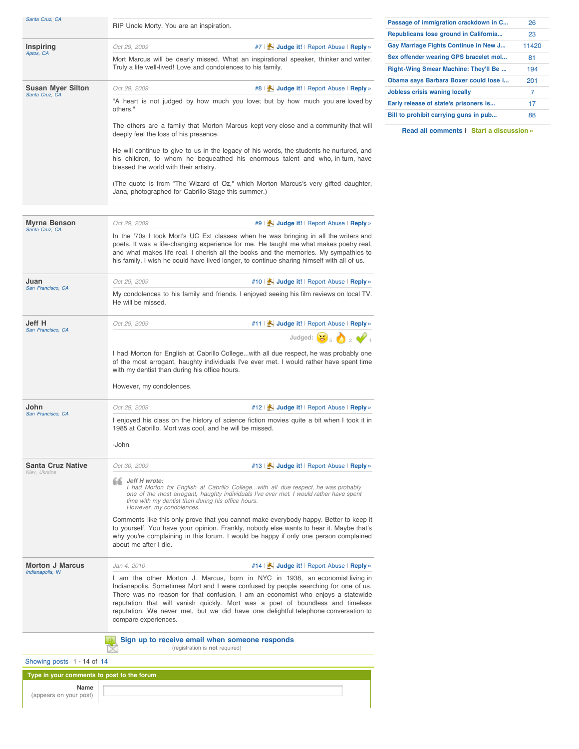Santa Cruz, CA

RIP Uncle Morty. You are an inspiration.

**Inspiring**
Aptos, CA

Oct 29, 2009 | #7 | Judge it! | Report Abuse | Reply »

Mort Marcus will be dearly missed. What an inspirational speaker, thinker and writer. Truly a life well-lived! Love and condolences to his family.

**Susan Myer Silton**
Santa Cruz, CA

Oct 29, 2009 | #8 | Judge it! | Report Abuse | Reply »

"A heart is not judged by how much you love; but by how much you are loved by others."

The others are a family that Morton Marcus kept very close and a community that will deeply feel the loss of his presence.

He will continue to give to us in the legacy of his words, the students he nurtured, and his children, to whom he bequeathed his enormous talent and who, in turn, have blessed the world with their artistry.

(The quote is from "The Wizard of Oz," which Morton Marcus's very gifted daughter, Jana, photographed for Cabrillo Stage this summer.)

**Myrna Benson**
Santa Cruz, CA

Oct 29, 2009 | #9 | Judge it! | Report Abuse | Reply »

In the '70s I took Mort's UC Ext classes when he was bringing in all the writers and poets. It was a life-changing experience for me. He taught me what makes poetry real, and what makes life real. I cherish all the books and the memories. My sympathies to his family. I wish he could have lived longer, to continue sharing himself with all of us.

**Juan**
San Francisco, CA

Oct 29, 2009 | #10 | Judge it! | Report Abuse | Reply »

My condolences to his family and friends. I enjoyed seeing his film reviews on local TV. He will be missed.

**Jeff H**
San Francisco, CA

Oct 29, 2009 | #11 | Judge it! | Report Abuse | Reply »

Judged: 5 2 1

I had Morton for English at Cabrillo College...with all due respect, he was probably one of the most arrogant, haughty individuals I've ever met. I would rather have spent time with my dentist than during his office hours.

However, my condolences.

**John**
San Francisco, CA

Oct 29, 2009 | #12 | Judge it! | Report Abuse | Reply »

I enjoyed his class on the history of science fiction movies quite a bit when I took it in 1985 at Cabrillo. Mort was cool, and he will be missed.

-John

**Santa Cruz Native**
Kiev, Ukraine

Oct 30, 2009 | #13 | Judge it! | Report Abuse | Reply »

> *Jeff H wrote:*
> *I had Morton for English at Cabrillo College...with all due respect, he was probably one of the most arrogant, haughty individuals I've ever met. I would rather have spent time with my dentist than during his office hours.*
> *However, my condolences.*

Comments like this only prove that you cannot make everybody happy. Better to keep it to yourself. You have your opinion. Frankly, nobody else wants to hear it. Maybe that's why you're complaining in this forum. I would be happy if only one person complained about me after I die.

**Morton J Marcus**
Indianapolis, IN

Jan 4, 2010 | #14 | Judge it! | Report Abuse | Reply »

I am the other Morton J. Marcus, born in NYC in 1938, an economist living in Indianapolis. Sometimes Mort and I were confused by people searching for one of us. There was no reason for that confusion. I am an economist who enjoys a statewide reputation that will vanish quickly. Mort was a poet of boundless and timeless reputation. We never met, but we did have one delightful telephone conversation to compare experiences.

**Sign up to receive email when someone responds**
(registration is **not** required)

Showing posts 1 - 14 of 14

**Type in your comments to post to the forum**

**Name**
(appears on your post)

| | |
|---|---|
| Passage of immigration crackdown in C... | 26 |
| Republicans lose ground in California... | 23 |
| Gay Marriage Fights Continue in New J... | 11420 |
| Sex offender wearing GPS bracelet mol... | 81 |
| Right-Wing Smear Machine: They'll Be ... | 194 |
| Obama says Barbara Boxer could lose i... | 201 |
| Jobless crisis waning locally | 7 |
| Early release of state's prisoners is... | 17 |
| Bill to prohibit carrying guns in pub... | 88 |

**Read all comments** | **Start a discussion »**